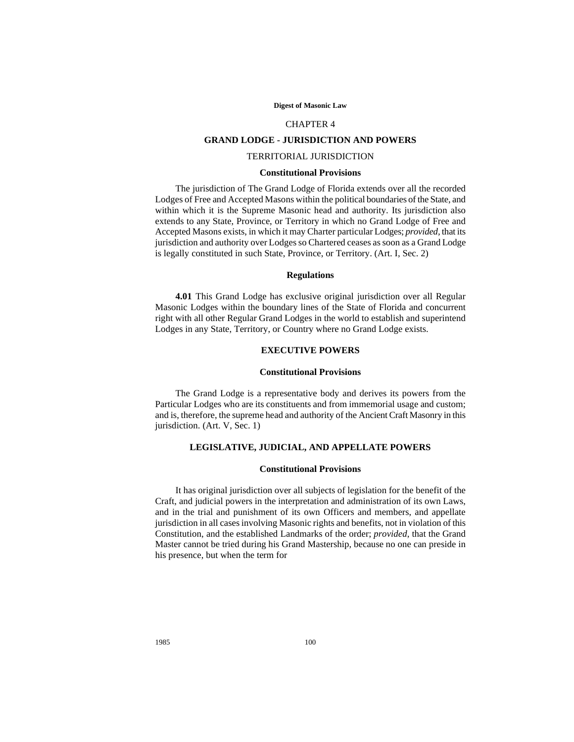# CHAPTER 4

## GRAND LODGE - JURISDICTION AND POWERS

### TERRITORIAL JURISDICTION

#### Constitutional Provisions

The jurisdiction of The Grand Lodge of Florida extends over all the recorded Lodges of Free and Accepted Masons within the political boundaries of the State, and within which it is the Supreme Masonic head and authority. Its jurisdiction also extends to any State, Province, or Territory in which no Grand Lodge of Free and Accepted Masons exists, in which it may Charter particular Lodges; *provided*, that its jurisdiction and authority over Lodges so Chartered ceases as soon as a Grand Lodge is legally constituted in such State, Province, or Territory. (Art. I, Sec. 2)

#### Regulations

**4.01** This Grand Lodge has exclusive original jurisdiction over all Regular Masonic Lodges within the boundary lines of the State of Florida and concurrent right with all other Regular Grand Lodges in the world to establish and superintend Lodges in any State, Territory, or Country where no Grand Lodge exists.

### EXECUTIVE POWERS

#### Constitutional Provisions

The Grand Lodge is a representative body and derives its powers from the Particular Lodges who are its constituents and from immemorial usage and custom; and is, therefore, the supreme head and authority of the Ancient Craft Masonry in this jurisdiction. (Art. V, Sec. 1)

### LEGISLATIVE, JUDICIAL, AND APPELLATE POWERS

#### Constitutional Provisions

It has original jurisdiction over all subjects of legislation for the benefit of the Craft, and judicial powers in the interpretation and administration of its own Laws, and in the trial and punishment of its own Officers and members, and appellate jurisdiction in all cases involving Masonic rights and benefits, not in violation of this Constitution, and the established Landmarks of the order; *provided*, that the Grand Master cannot be tried during his Grand Mastership, because no one can preside in his presence, but when the term for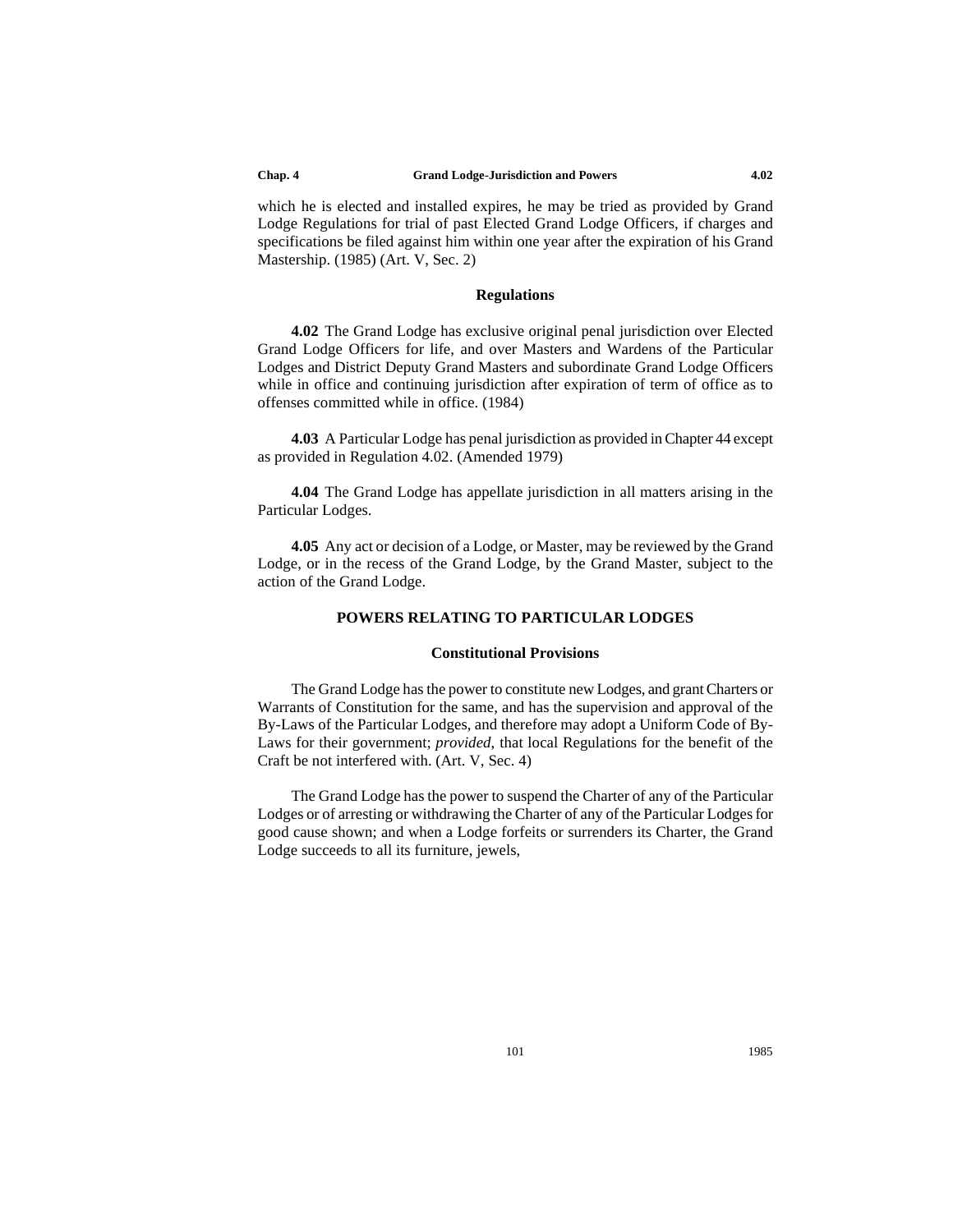which he is elected and installed expires, he may be tried as provided by Grand Lodge Regulations for trial of past Elected Grand Lodge Officers, if charges and specifications be filed against him within one year after the expiration of his Grand Mastership. (1985) (Art. V, Sec. 2)

### Regulations

**4.02** The Grand Lodge has exclusive original penal jurisdiction over Elected Grand Lodge Officers for life, and over Masters and Wardens of the Particular Lodges and District Deputy Grand Masters and subordinate Grand Lodge Officers while in office and continuing jurisdiction after expiration of term of office as to offenses committed while in office. (1984)

**4.03** A Particular Lodge has penal jurisdiction as provided in Chapter 44 except as provided in Regulation 4.02. (Amended 1979)

**4.04** The Grand Lodge has appellate jurisdiction in all matters arising in the Particular Lodges.

**4.05** Any act or decision of a Lodge, or Master, may be reviewed by the Grand Lodge, or in the recess of the Grand Lodge, by the Grand Master, subject to the action of the Grand Lodge.

## POWERS RELATING TO PARTICULAR LODGES

### Constitutional Provisions

The Grand Lodge has the power to constitute new Lodges, and grant Charters or Warrants of Constitution for the same, and has the supervision and approval of the By-Laws of the Particular Lodges, and therefore may adopt a Uniform Code of By-Laws for their government; *provided*, that local Regulations for the benefit of the Craft be not interfered with. (Art. V, Sec. 4)

The Grand Lodge has the power to suspend the Charter of any of the Particular Lodges or of arresting or withdrawing the Charter of any of the Particular Lodges for good cause shown; and when a Lodge forfeits or surrenders its Charter, the Grand Lodge succeeds to all its furniture, jewels,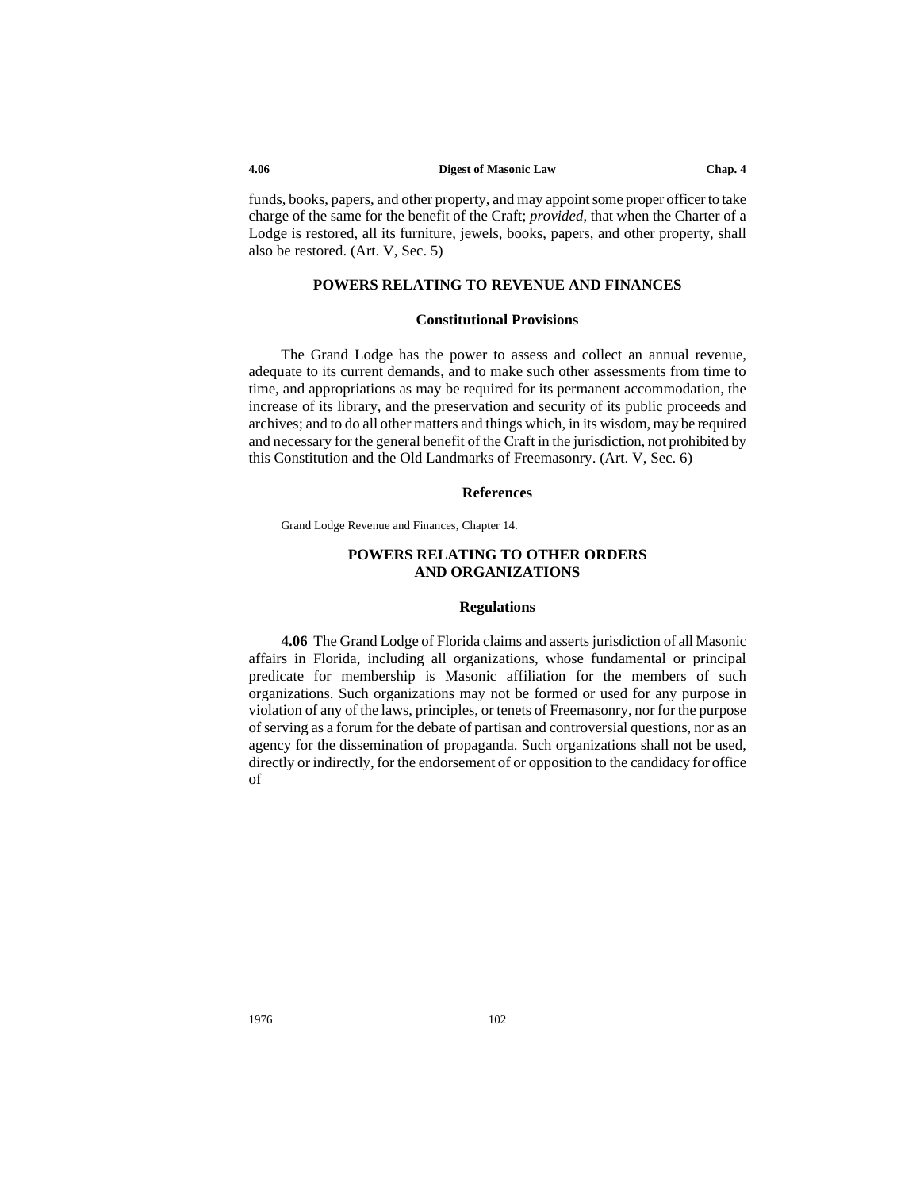funds, books, papers, and other property, and may appoint some proper officer to take charge of the same for the benefit of the Craft; *provided*, that when the Charter of a Lodge is restored, all its furniture, jewels, books, papers, and other property, shall also be restored. (Art. V, Sec. 5)

## POWERS RELATING TO REVENUE AND FINANCES

### Constitutional Provisions

The Grand Lodge has the power to assess and collect an annual revenue, adequate to its current demands, and to make such other assessments from time to time, and appropriations as may be required for its permanent accommodation, the increase of its library, and the preservation and security of its public proceeds and archives; and to do all other matters and things which, in its wisdom, may be required and necessary for the general benefit of the Craft in the jurisdiction, not prohibited by this Constitution and the Old Landmarks of Freemasonry. (Art. V, Sec. 6)

### References

Grand Lodge Revenue and Finances, Chapter 14.

## POWERS RELATING TO OTHER ORDERS AND ORGANIZATIONS

### Regulations

**4.06** The Grand Lodge of Florida claims and asserts jurisdiction of all Masonic affairs in Florida, including all organizations, whose fundamental or principal predicate for membership is Masonic affiliation for the members of such organizations. Such organizations may not be formed or used for any purpose in violation of any of the laws, principles, or tenets of Freemasonry, nor for the purpose of serving as a forum for the debate of partisan and controversial questions, nor as an agency for the dissemination of propaganda. Such organizations shall not be used, directly or indirectly, for the endorsement of or opposition to the candidacy for office of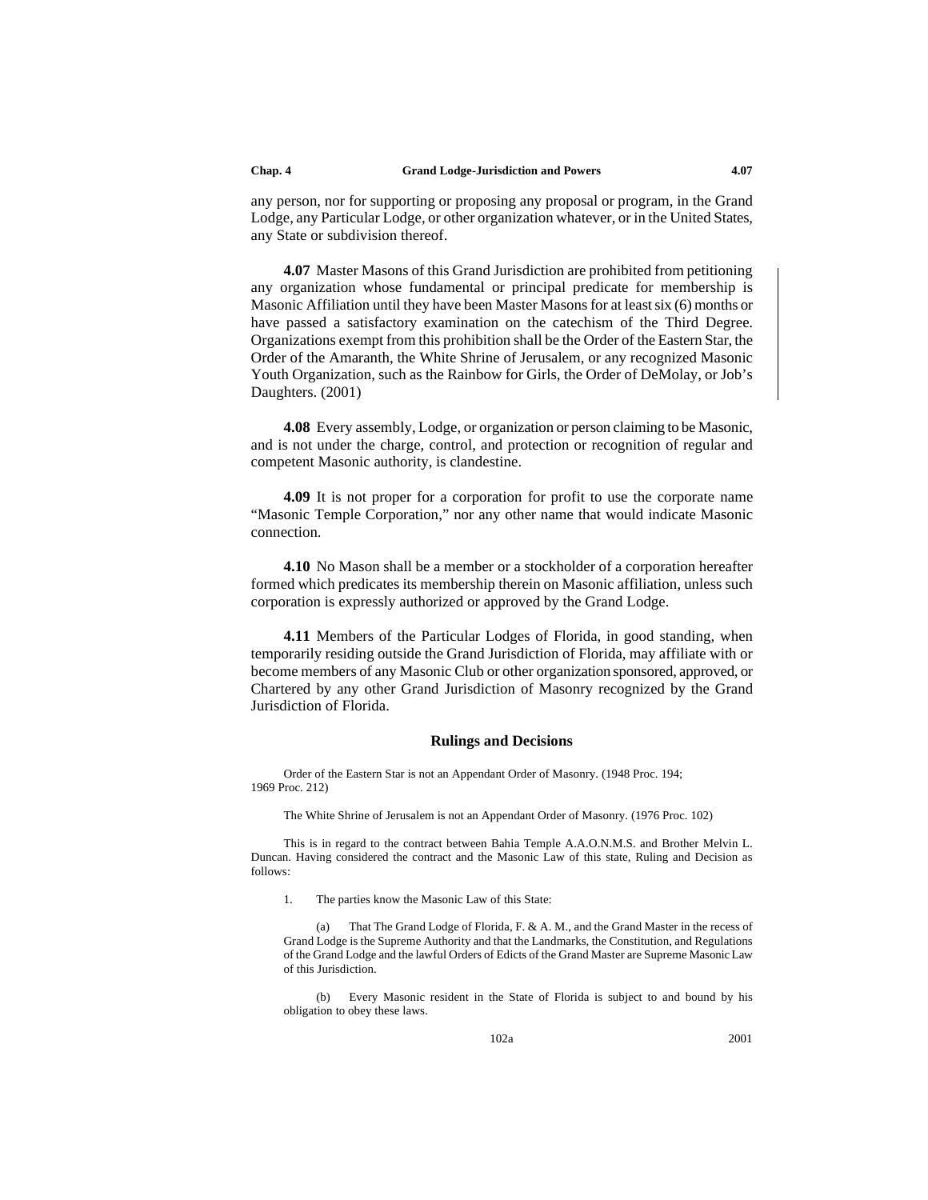any person, nor for supporting or proposing any proposal or program, in the Grand Lodge, any Particular Lodge, or other organization whatever, or in the United States, any State or subdivision thereof.

**4.07** Master Masons of this Grand Jurisdiction are prohibited from petitioning any organization whose fundamental or principal predicate for membership is Masonic Affiliation until they have been Master Masons for at least six (6) months or have passed a satisfactory examination on the catechism of the Third Degree. Organizations exempt from this prohibition shall be the Order of the Eastern Star, the Order of the Amaranth, the White Shrine of Jerusalem, or any recognized Masonic Youth Organization, such as the Rainbow for Girls, the Order of DeMolay, or Job's Daughters. (2001)

**4.08** Every assembly, Lodge, or organization or person claiming to be Masonic, and is not under the charge, control, and protection or recognition of regular and competent Masonic authority, is clandestine.

**4.09** It is not proper for a corporation for profit to use the corporate name "Masonic Temple Corporation," nor any other name that would indicate Masonic connection.

**4.10** No Mason shall be a member or a stockholder of a corporation hereafter formed which predicates its membership therein on Masonic affiliation, unless such corporation is expressly authorized or approved by the Grand Lodge.

**4.11** Members of the Particular Lodges of Florida, in good standing, when temporarily residing outside the Grand Jurisdiction of Florida, may affiliate with or become members of any Masonic Club or other organization sponsored, approved, or Chartered by any other Grand Jurisdiction of Masonry recognized by the Grand Jurisdiction of Florida.

### Rulings and Decisions

Order of the Eastern Star is not an Appendant Order of Masonry. (1948 Proc. 194; 1969 Proc. 212)

The White Shrine of Jerusalem is not an Appendant Order of Masonry. (1976 Proc. 102)

This is in regard to the contract between Bahia Temple A.A.O.N.M.S. and Brother Melvin L. Duncan. Having considered the contract and the Masonic Law of this state, Ruling and Decision as follows:

1. The parties know the Masonic Law of this State:

   (a) That The Grand Lodge of Florida, F. & A. M., and the Grand Master in the recess of Grand Lodge is the Supreme Authority and that the Landmarks, the Constitution, and Regulations of the Grand Lodge and the lawful Orders of Edicts of the Grand Master are Supreme Masonic Law of this Jurisdiction.

   (b) Every Masonic resident in the State of Florida is subject to and bound by his obligation to obey these laws.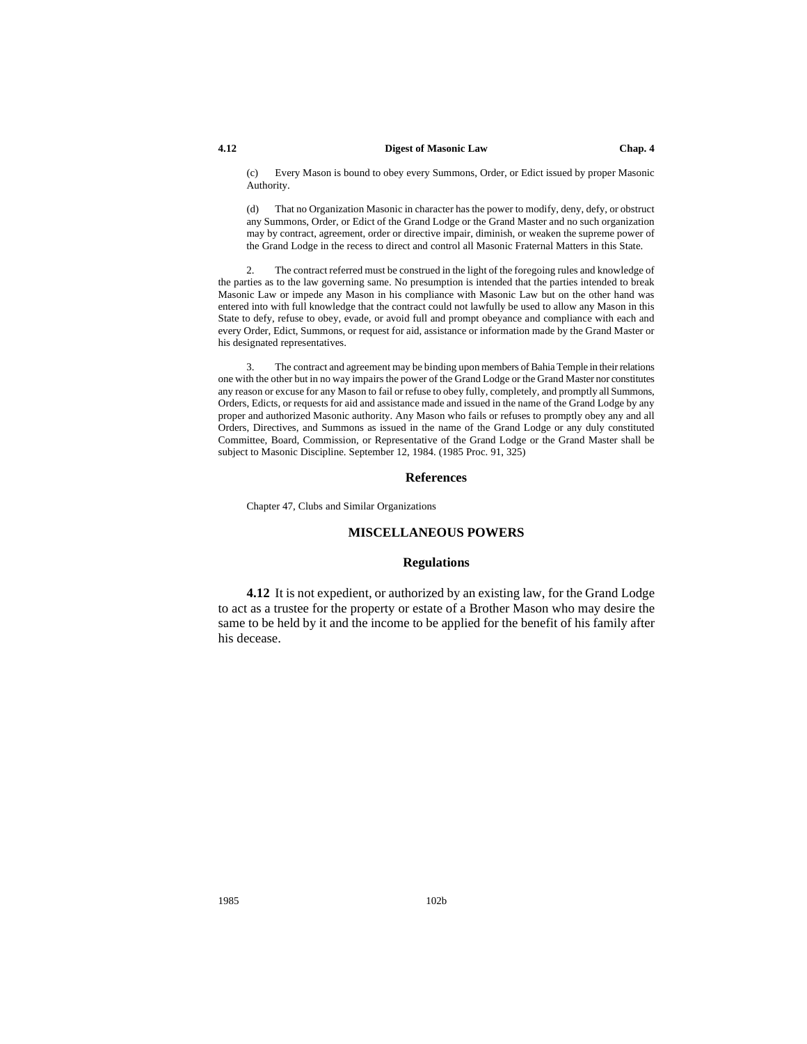(c) Every Mason is bound to obey every Summons, Order, or Edict issued by proper Masonic Authority.

(d) That no Organization Masonic in character has the power to modify, deny, defy, or obstruct any Summons, Order, or Edict of the Grand Lodge or the Grand Master and no such organization may by contract, agreement, order or directive impair, diminish, or weaken the supreme power of the Grand Lodge in the recess to direct and control all Masonic Fraternal Matters in this State.

2. The contract referred must be construed in the light of the foregoing rules and knowledge of the parties as to the law governing same. No presumption is intended that the parties intended to break Masonic Law or impede any Mason in his compliance with Masonic Law but on the other hand was entered into with full knowledge that the contract could not lawfully be used to allow any Mason in this State to defy, refuse to obey, evade, or avoid full and prompt obeyance and compliance with each and every Order, Edict, Summons, or request for aid, assistance or information made by the Grand Master or his designated representatives.

3. The contract and agreement may be binding upon members of Bahia Temple in their relations one with the other but in no way impairs the power of the Grand Lodge or the Grand Master nor constitutes any reason or excuse for any Mason to fail or refuse to obey fully, completely, and promptly all Summons, Orders, Edicts, or requests for aid and assistance made and issued in the name of the Grand Lodge by any proper and authorized Masonic authority. Any Mason who fails or refuses to promptly obey any and all Orders, Directives, and Summons as issued in the name of the Grand Lodge or any duly constituted Committee, Board, Commission, or Representative of the Grand Lodge or the Grand Master shall be subject to Masonic Discipline. September 12, 1984. (1985 Proc. 91, 325)

### References

Chapter 47, Clubs and Similar Organizations

## MISCELLANEOUS POWERS

### Regulations

**4.12** It is not expedient, or authorized by an existing law, for the Grand Lodge to act as a trustee for the property or estate of a Brother Mason who may desire the same to be held by it and the income to be applied for the benefit of his family after his decease.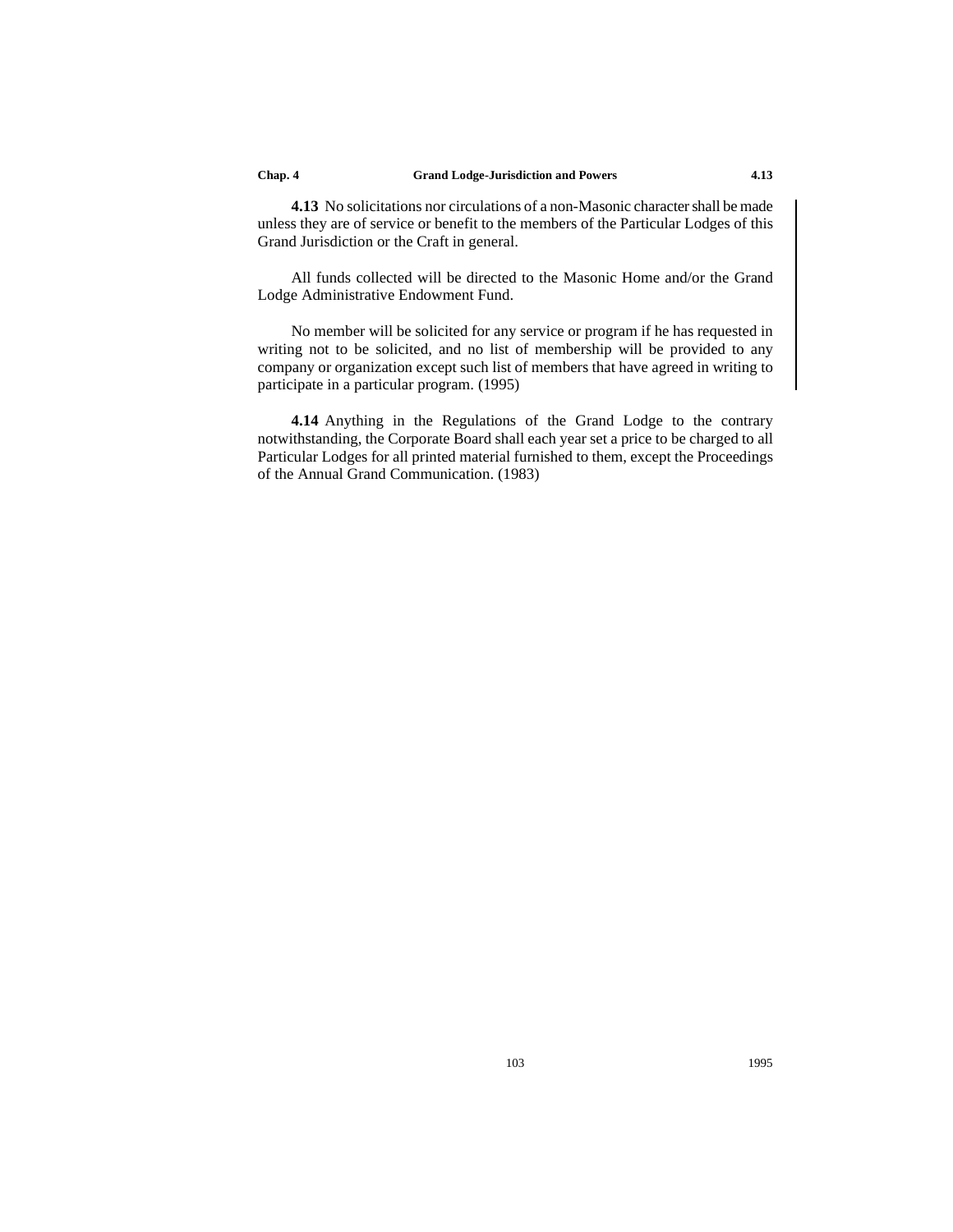**4.13** No solicitations nor circulations of a non-Masonic character shall be made unless they are of service or benefit to the members of the Particular Lodges of this Grand Jurisdiction or the Craft in general.

All funds collected will be directed to the Masonic Home and/or the Grand Lodge Administrative Endowment Fund.

No member will be solicited for any service or program if he has requested in writing not to be solicited, and no list of membership will be provided to any company or organization except such list of members that have agreed in writing to participate in a particular program. (1995)

**4.14** Anything in the Regulations of the Grand Lodge to the contrary notwithstanding, the Corporate Board shall each year set a price to be charged to all Particular Lodges for all printed material furnished to them, except the Proceedings of the Annual Grand Communication. (1983)